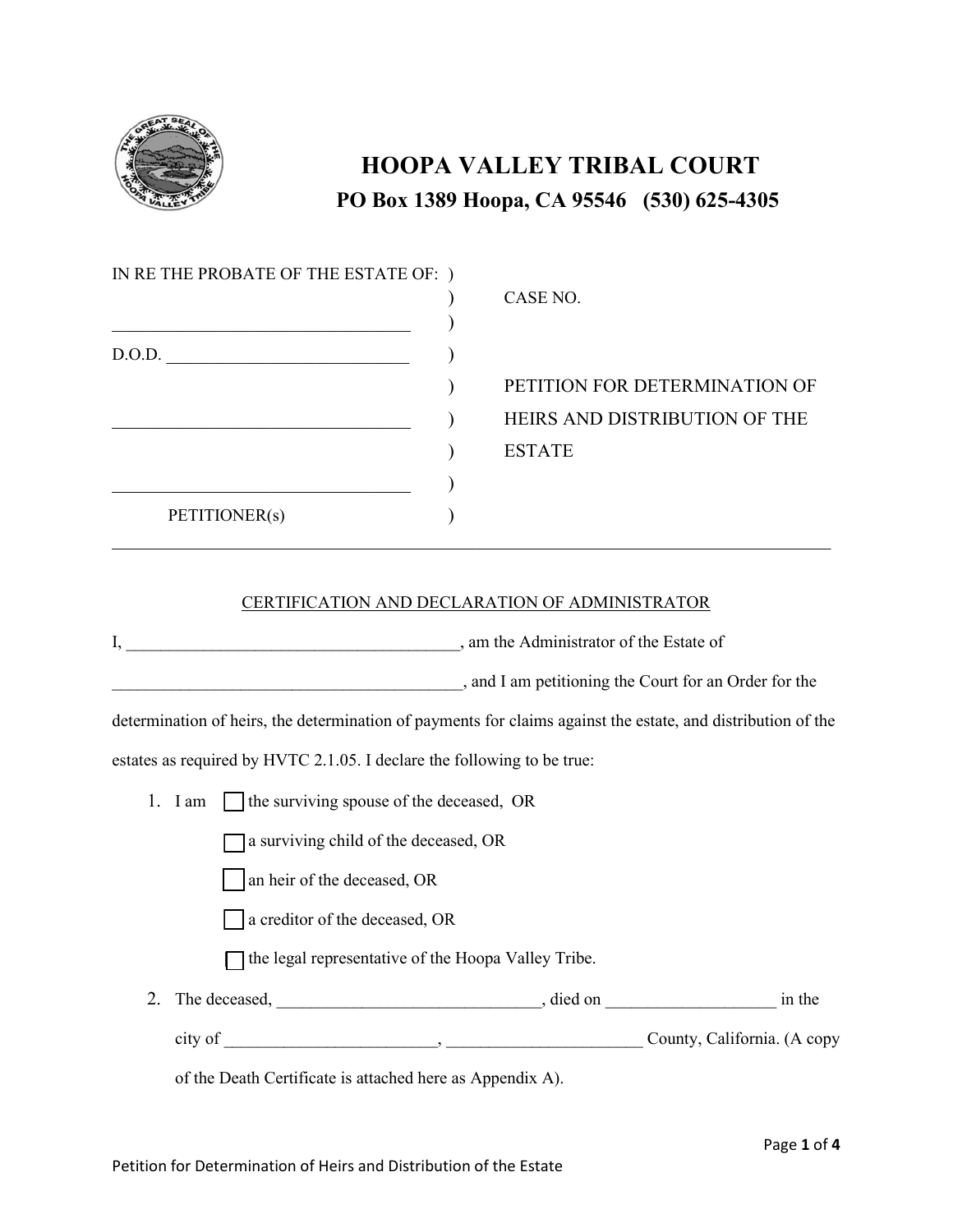# HOOPA VALLEY TRIBAL COURT

**PO Box 1389 Hoopa, CA 95546 (530) 625-4305**

IN RE THE PROBATE OF THE ESTATE OF: )
)
__________________________________ )
D.O.D. ____________________________ )
)
__________________________________ )
)
__________________________________ )
PETITIONER(s) )

CASE NO.

PETITION FOR DETERMINATION OF HEIRS AND DISTRIBUTION OF THE ESTATE

---

CERTIFICATION AND DECLARATION OF ADMINISTRATOR

I, _______________________________________, am the Administrator of the Estate of _________________________________________, and I am petitioning the Court for an Order for the determination of heirs, the determination of payments for claims against the estate, and distribution of the estates as required by HVTC 2.1.05. I declare the following to be true:

1. I am ☐ the surviving spouse of the deceased, OR
   ☐ a surviving child of the deceased, OR
   ☐ an heir of the deceased, OR
   ☐ a creditor of the deceased, OR
   ☐ the legal representative of the Hoopa Valley Tribe.
2. The deceased, ______________________________, died on ___________________ in the city of ________________________, ______________________ County, California. (A copy of the Death Certificate is attached here as Appendix A).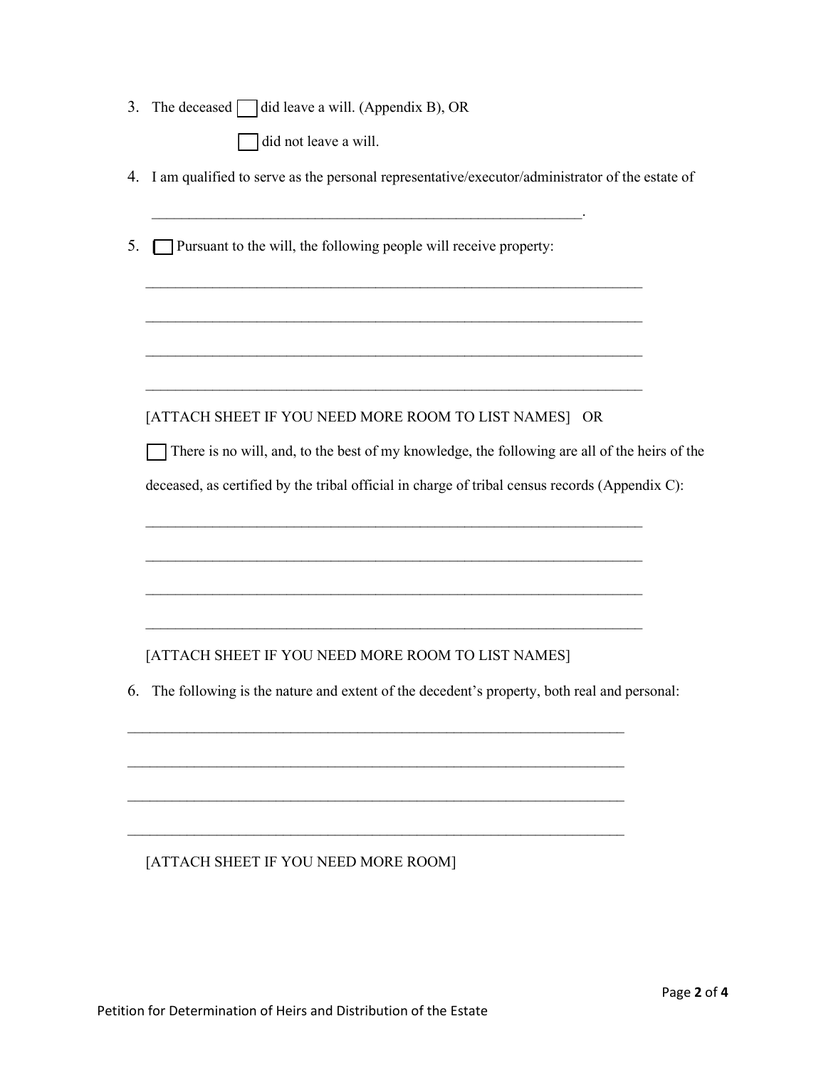3. The deceased ☐ did leave a will. (Appendix B), OR

   ☐ did not leave a will.

4. I am qualified to serve as the personal representative/executor/administrator of the estate of

   ____________________________________________________________.

5. ☐ Pursuant to the will, the following people will receive property:

   ______________________________________________________________________

   ______________________________________________________________________

   ______________________________________________________________________

   ______________________________________________________________________

   [ATTACH SHEET IF YOU NEED MORE ROOM TO LIST NAMES] OR

   ☐ There is no will, and, to the best of my knowledge, the following are all of the heirs of the deceased, as certified by the tribal official in charge of tribal census records (Appendix C):

   ______________________________________________________________________

   ______________________________________________________________________

   ______________________________________________________________________

   ______________________________________________________________________

   [ATTACH SHEET IF YOU NEED MORE ROOM TO LIST NAMES]

6. The following is the nature and extent of the decedent's property, both real and personal:

______________________________________________________________________

______________________________________________________________________

______________________________________________________________________

______________________________________________________________________

   [ATTACH SHEET IF YOU NEED MORE ROOM]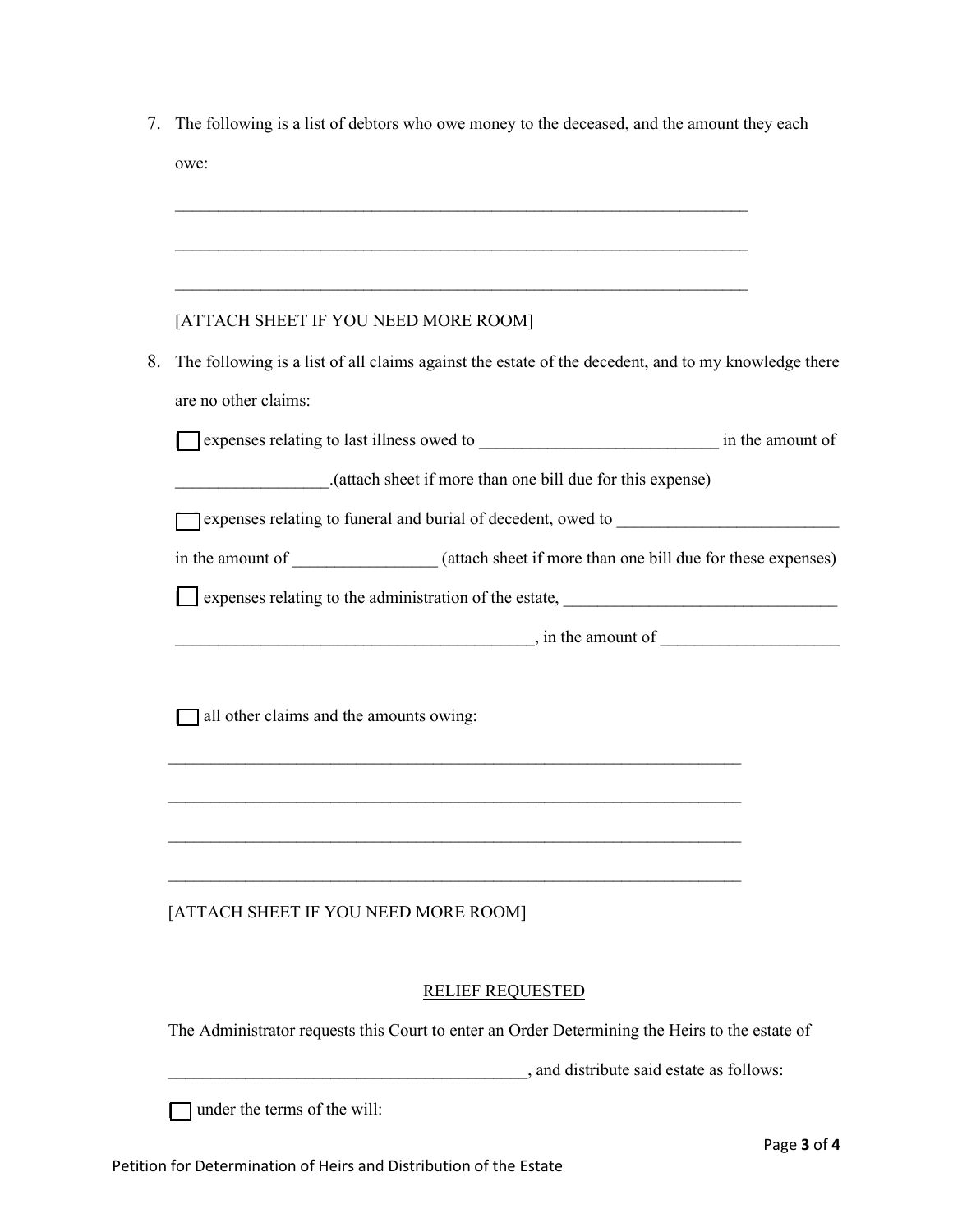7. The following is a list of debtors who owe money to the deceased, and the amount they each owe:

   ______________________________________________________________________

   ______________________________________________________________________

   ______________________________________________________________________

   [ATTACH SHEET IF YOU NEED MORE ROOM]

8. The following is a list of all claims against the estate of the decedent, and to my knowledge there are no other claims:

   ☐ expenses relating to last illness owed to ____________________________ in the amount of __________________.(attach sheet if more than one bill due for this expense)

   ☐ expenses relating to funeral and burial of decedent, owed to __________________________ in the amount of _________________ (attach sheet if more than one bill due for these expenses)

   ☐ expenses relating to the administration of the estate, ________________________________ __________________________________________, in the amount of _____________________

   ☐ all other claims and the amounts owing:

   ______________________________________________________________________

   ______________________________________________________________________

   ______________________________________________________________________

   ______________________________________________________________________

   [ATTACH SHEET IF YOU NEED MORE ROOM]

## RELIEF REQUESTED

The Administrator requests this Court to enter an Order Determining the Heirs to the estate of __________________________________________, and distribute said estate as follows:

☐ under the terms of the will: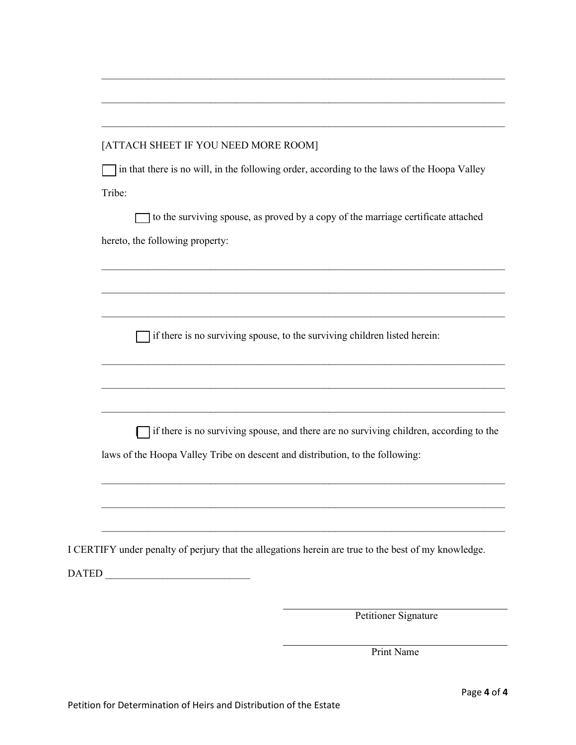\_\_\_\_\_\_\_\_\_\_\_\_\_\_\_\_\_\_\_\_\_\_\_\_\_\_\_\_\_\_\_\_\_\_\_\_\_\_\_\_\_\_\_\_\_\_\_\_\_\_\_\_\_\_\_\_\_\_\_\_\_\_\_\_\_\_\_\_\_\_\_\_

\_\_\_\_\_\_\_\_\_\_\_\_\_\_\_\_\_\_\_\_\_\_\_\_\_\_\_\_\_\_\_\_\_\_\_\_\_\_\_\_\_\_\_\_\_\_\_\_\_\_\_\_\_\_\_\_\_\_\_\_\_\_\_\_\_\_\_\_\_\_\_\_

\_\_\_\_\_\_\_\_\_\_\_\_\_\_\_\_\_\_\_\_\_\_\_\_\_\_\_\_\_\_\_\_\_\_\_\_\_\_\_\_\_\_\_\_\_\_\_\_\_\_\_\_\_\_\_\_\_\_\_\_\_\_\_\_\_\_\_\_\_\_\_\_

[ATTACH SHEET IF YOU NEED MORE ROOM]

☐ in that there is no will, in the following order, according to the laws of the Hoopa Valley Tribe:

☐ to the surviving spouse, as proved by a copy of the marriage certificate attached hereto, the following property:

\_\_\_\_\_\_\_\_\_\_\_\_\_\_\_\_\_\_\_\_\_\_\_\_\_\_\_\_\_\_\_\_\_\_\_\_\_\_\_\_\_\_\_\_\_\_\_\_\_\_\_\_\_\_\_\_\_\_\_\_\_\_\_\_\_\_\_\_\_\_\_\_

\_\_\_\_\_\_\_\_\_\_\_\_\_\_\_\_\_\_\_\_\_\_\_\_\_\_\_\_\_\_\_\_\_\_\_\_\_\_\_\_\_\_\_\_\_\_\_\_\_\_\_\_\_\_\_\_\_\_\_\_\_\_\_\_\_\_\_\_\_\_\_\_

\_\_\_\_\_\_\_\_\_\_\_\_\_\_\_\_\_\_\_\_\_\_\_\_\_\_\_\_\_\_\_\_\_\_\_\_\_\_\_\_\_\_\_\_\_\_\_\_\_\_\_\_\_\_\_\_\_\_\_\_\_\_\_\_\_\_\_\_\_\_\_\_

☐ if there is no surviving spouse, to the surviving children listed herein:

\_\_\_\_\_\_\_\_\_\_\_\_\_\_\_\_\_\_\_\_\_\_\_\_\_\_\_\_\_\_\_\_\_\_\_\_\_\_\_\_\_\_\_\_\_\_\_\_\_\_\_\_\_\_\_\_\_\_\_\_\_\_\_\_\_\_\_\_\_\_\_\_

\_\_\_\_\_\_\_\_\_\_\_\_\_\_\_\_\_\_\_\_\_\_\_\_\_\_\_\_\_\_\_\_\_\_\_\_\_\_\_\_\_\_\_\_\_\_\_\_\_\_\_\_\_\_\_\_\_\_\_\_\_\_\_\_\_\_\_\_\_\_\_\_

\_\_\_\_\_\_\_\_\_\_\_\_\_\_\_\_\_\_\_\_\_\_\_\_\_\_\_\_\_\_\_\_\_\_\_\_\_\_\_\_\_\_\_\_\_\_\_\_\_\_\_\_\_\_\_\_\_\_\_\_\_\_\_\_\_\_\_\_\_\_\_\_

☐ if there is no surviving spouse, and there are no surviving children, according to the laws of the Hoopa Valley Tribe on descent and distribution, to the following:

\_\_\_\_\_\_\_\_\_\_\_\_\_\_\_\_\_\_\_\_\_\_\_\_\_\_\_\_\_\_\_\_\_\_\_\_\_\_\_\_\_\_\_\_\_\_\_\_\_\_\_\_\_\_\_\_\_\_\_\_\_\_\_\_\_\_\_\_\_\_\_\_

\_\_\_\_\_\_\_\_\_\_\_\_\_\_\_\_\_\_\_\_\_\_\_\_\_\_\_\_\_\_\_\_\_\_\_\_\_\_\_\_\_\_\_\_\_\_\_\_\_\_\_\_\_\_\_\_\_\_\_\_\_\_\_\_\_\_\_\_\_\_\_\_

\_\_\_\_\_\_\_\_\_\_\_\_\_\_\_\_\_\_\_\_\_\_\_\_\_\_\_\_\_\_\_\_\_\_\_\_\_\_\_\_\_\_\_\_\_\_\_\_\_\_\_\_\_\_\_\_\_\_\_\_\_\_\_\_\_\_\_\_\_\_\_\_

I CERTIFY under penalty of perjury that the allegations herein are true to the best of my knowledge.

DATED \_\_\_\_\_\_\_\_\_\_\_\_\_\_\_\_\_\_\_\_\_\_\_\_\_\_\_\_

\_\_\_\_\_\_\_\_\_\_\_\_\_\_\_\_\_\_\_\_\_\_\_\_\_\_\_\_\_\_\_\_\_\_\_\_\_\_\_\_
Petitioner Signature

\_\_\_\_\_\_\_\_\_\_\_\_\_\_\_\_\_\_\_\_\_\_\_\_\_\_\_\_\_\_\_\_\_\_\_\_\_\_\_\_
Print Name